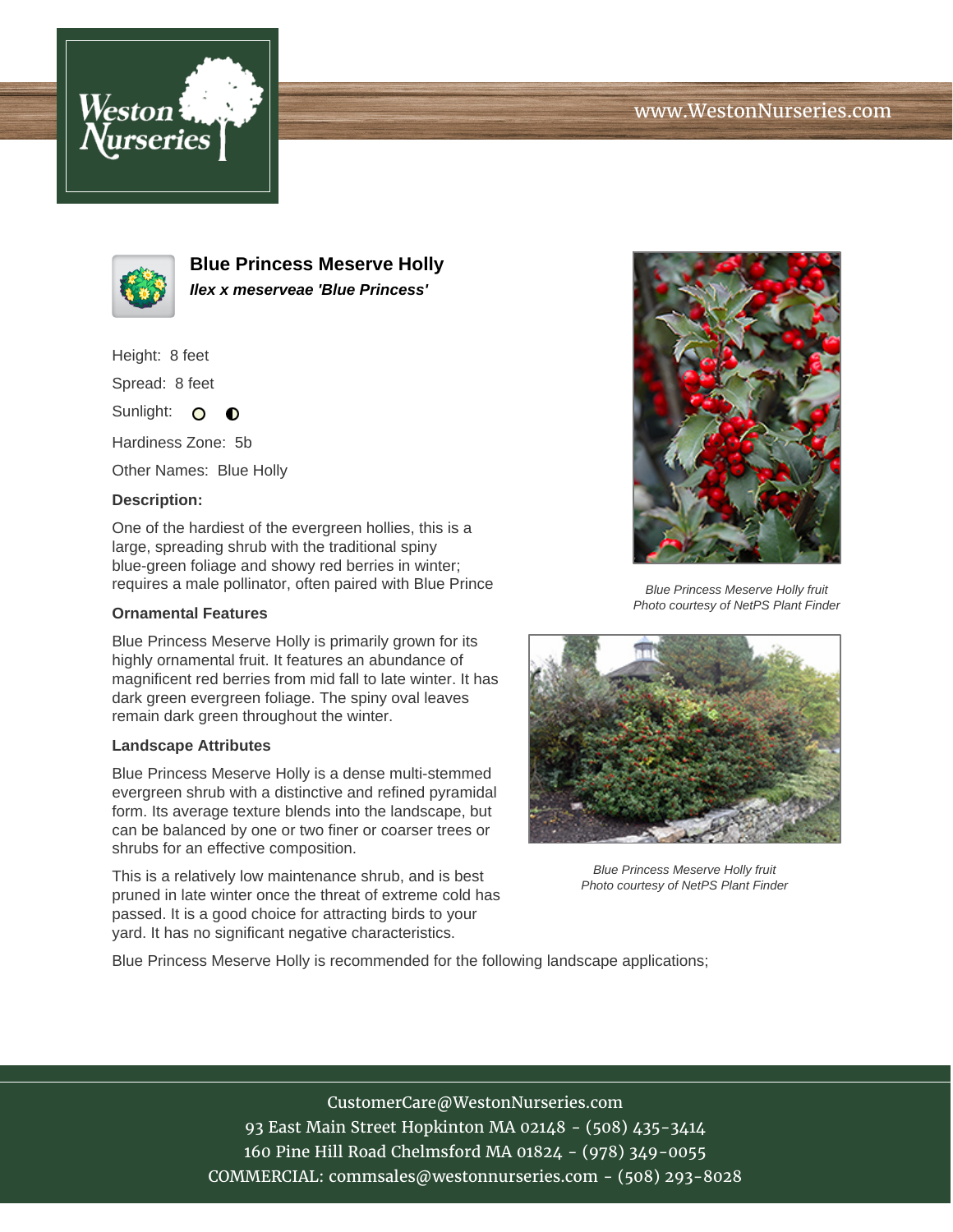# Blue Princess Meserve Holly

***Ilex x meserveae 'Blue Princess'***

Height: 8 feet

Spread: 8 feet

Sunlight:

Hardiness Zone: 5b

Other Names: Blue Holly

**Description:**

One of the hardiest of the evergreen hollies, this is a large, spreading shrub with the traditional spiny blue-green foliage and showy red berries in winter; requires a male pollinator, often paired with Blue Prince

### Ornamental Features

Blue Princess Meserve Holly is primarily grown for its highly ornamental fruit. It features an abundance of magnificent red berries from mid fall to late winter. It has dark green evergreen foliage. The spiny oval leaves remain dark green throughout the winter.

### Landscape Attributes

Blue Princess Meserve Holly is a dense multi-stemmed evergreen shrub with a distinctive and refined pyramidal form. Its average texture blends into the landscape, but can be balanced by one or two finer or coarser trees or shrubs for an effective composition.

This is a relatively low maintenance shrub, and is best pruned in late winter once the threat of extreme cold has passed. It is a good choice for attracting birds to your yard. It has no significant negative characteristics.

Blue Princess Meserve Holly is recommended for the following landscape applications;

*Blue Princess Meserve Holly fruit*
*Photo courtesy of NetPS Plant Finder*

*Blue Princess Meserve Holly fruit*
*Photo courtesy of NetPS Plant Finder*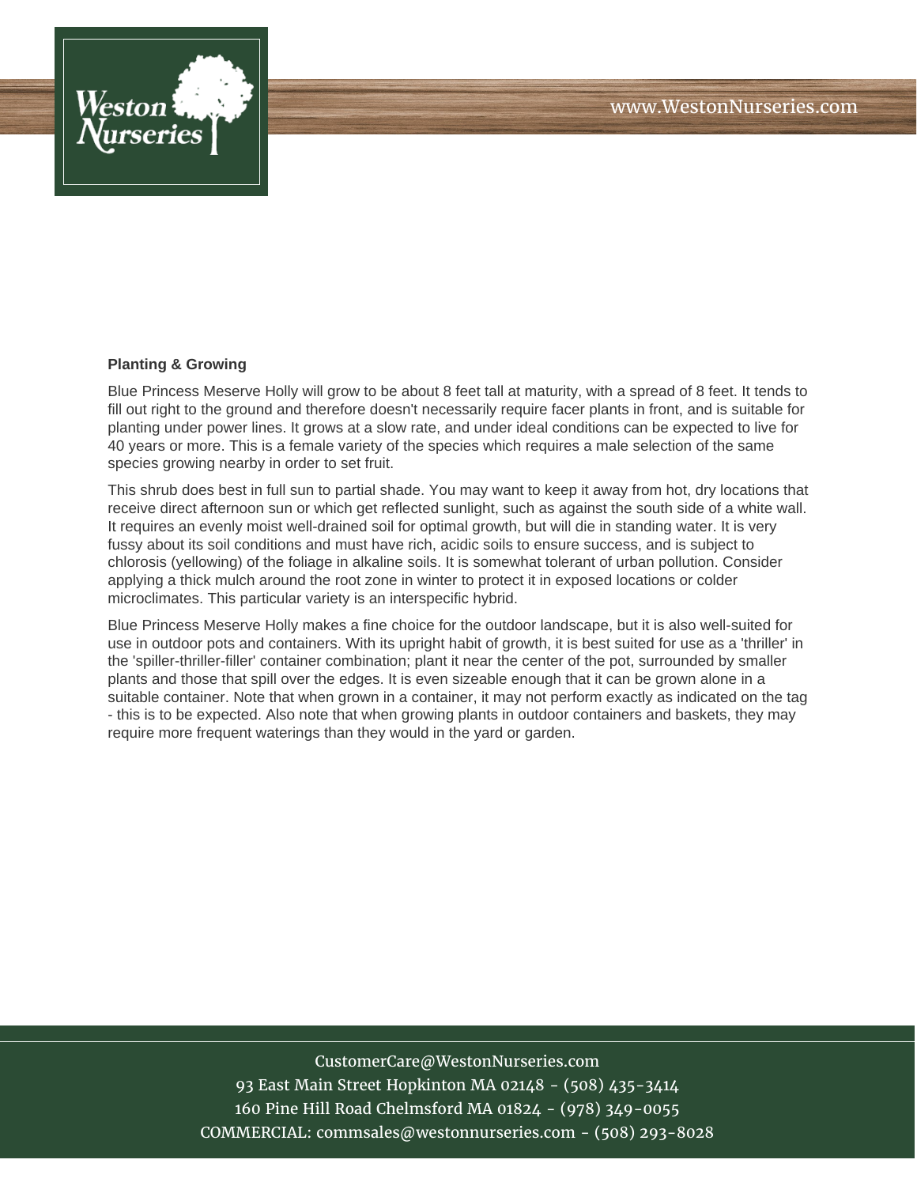**Planting & Growing**

Blue Princess Meserve Holly will grow to be about 8 feet tall at maturity, with a spread of 8 feet. It tends to fill out right to the ground and therefore doesn't necessarily require facer plants in front, and is suitable for planting under power lines. It grows at a slow rate, and under ideal conditions can be expected to live for 40 years or more. This is a female variety of the species which requires a male selection of the same species growing nearby in order to set fruit.

This shrub does best in full sun to partial shade. You may want to keep it away from hot, dry locations that receive direct afternoon sun or which get reflected sunlight, such as against the south side of a white wall. It requires an evenly moist well-drained soil for optimal growth, but will die in standing water. It is very fussy about its soil conditions and must have rich, acidic soils to ensure success, and is subject to chlorosis (yellowing) of the foliage in alkaline soils. It is somewhat tolerant of urban pollution. Consider applying a thick mulch around the root zone in winter to protect it in exposed locations or colder microclimates. This particular variety is an interspecific hybrid.

Blue Princess Meserve Holly makes a fine choice for the outdoor landscape, but it is also well-suited for use in outdoor pots and containers. With its upright habit of growth, it is best suited for use as a 'thriller' in the 'spiller-thriller-filler' container combination; plant it near the center of the pot, surrounded by smaller plants and those that spill over the edges. It is even sizeable enough that it can be grown alone in a suitable container. Note that when grown in a container, it may not perform exactly as indicated on the tag - this is to be expected. Also note that when growing plants in outdoor containers and baskets, they may require more frequent waterings than they would in the yard or garden.